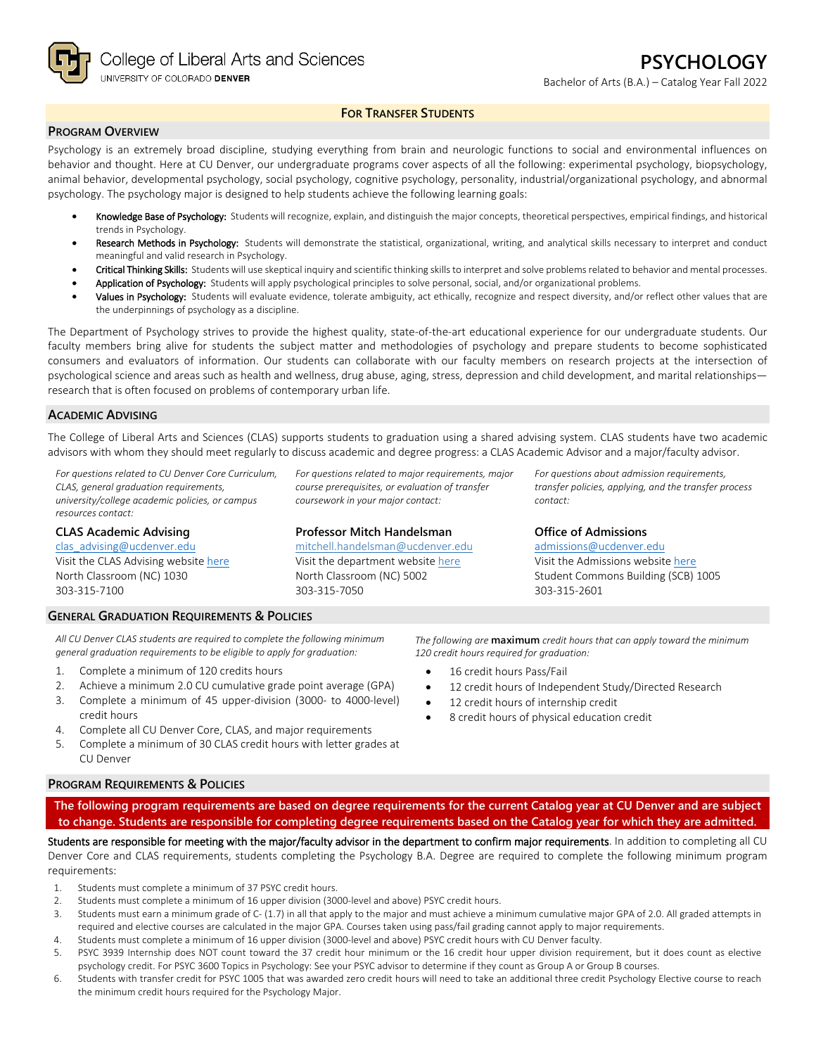College of Liberal Arts and Sciences
UNIVERSITY OF COLORADO DENVER

# PSYCHOLOGY

Bachelor of Arts (B.A.) – Catalog Year Fall 2022

**FOR TRANSFER STUDENTS**

## PROGRAM OVERVIEW

Psychology is an extremely broad discipline, studying everything from brain and neurologic functions to social and environmental influences on behavior and thought. Here at CU Denver, our undergraduate programs cover aspects of all the following: experimental psychology, biopsychology, animal behavior, developmental psychology, social psychology, cognitive psychology, personality, industrial/organizational psychology, and abnormal psychology. The psychology major is designed to help students achieve the following learning goals:

- **Knowledge Base of Psychology:** Students will recognize, explain, and distinguish the major concepts, theoretical perspectives, empirical findings, and historical trends in Psychology.
- **Research Methods in Psychology:** Students will demonstrate the statistical, organizational, writing, and analytical skills necessary to interpret and conduct meaningful and valid research in Psychology.
- **Critical Thinking Skills:** Students will use skeptical inquiry and scientific thinking skills to interpret and solve problems related to behavior and mental processes.
- **Application of Psychology:** Students will apply psychological principles to solve personal, social, and/or organizational problems.
- **Values in Psychology:** Students will evaluate evidence, tolerate ambiguity, act ethically, recognize and respect diversity, and/or reflect other values that are the underpinnings of psychology as a discipline.

The Department of Psychology strives to provide the highest quality, state-of-the-art educational experience for our undergraduate students. Our faculty members bring alive for students the subject matter and methodologies of psychology and prepare students to become sophisticated consumers and evaluators of information. Our students can collaborate with our faculty members on research projects at the intersection of psychological science and areas such as health and wellness, drug abuse, aging, stress, depression and child development, and marital relationships—research that is often focused on problems of contemporary urban life.

## ACADEMIC ADVISING

The College of Liberal Arts and Sciences (CLAS) supports students to graduation using a shared advising system. CLAS students have two academic advisors with whom they should meet regularly to discuss academic and degree progress: a CLAS Academic Advisor and a major/faculty advisor.

*For questions related to CU Denver Core Curriculum, CLAS, general graduation requirements, university/college academic policies, or campus resources contact:*

**CLAS Academic Advising**
clas_advising@ucdenver.edu
Visit the CLAS Advising website here
North Classroom (NC) 1030
303-315-7100

*For questions related to major requirements, major course prerequisites, or evaluation of transfer coursework in your major contact:*

**Professor Mitch Handelsman**
mitchell.handelsman@ucdenver.edu
Visit the department website here
North Classroom (NC) 5002
303-315-7050

*For questions about admission requirements, transfer policies, applying, and the transfer process contact:*

**Office of Admissions**
admissions@ucdenver.edu
Visit the Admissions website here
Student Commons Building (SCB) 1005
303-315-2601

## GENERAL GRADUATION REQUIREMENTS & POLICIES

*All CU Denver CLAS students are required to complete the following minimum general graduation requirements to be eligible to apply for graduation:*

1. Complete a minimum of 120 credits hours
2. Achieve a minimum 2.0 CU cumulative grade point average (GPA)
3. Complete a minimum of 45 upper-division (3000- to 4000-level) credit hours
4. Complete all CU Denver Core, CLAS, and major requirements
5. Complete a minimum of 30 CLAS credit hours with letter grades at CU Denver

*The following are* **maximum** *credit hours that can apply toward the minimum 120 credit hours required for graduation:*

- 16 credit hours Pass/Fail
- 12 credit hours of Independent Study/Directed Research
- 12 credit hours of internship credit
- 8 credit hours of physical education credit

## PROGRAM REQUIREMENTS & POLICIES

**The following program requirements are based on degree requirements for the current Catalog year at CU Denver and are subject to change. Students are responsible for completing degree requirements based on the Catalog year for which they are admitted.**

Students are responsible for meeting with the major/faculty advisor in the department to confirm major requirements. In addition to completing all CU Denver Core and CLAS requirements, students completing the Psychology B.A. Degree are required to complete the following minimum program requirements:

1. Students must complete a minimum of 37 PSYC credit hours.
2. Students must complete a minimum of 16 upper division (3000-level and above) PSYC credit hours.
3. Students must earn a minimum grade of C- (1.7) in all that apply to the major and must achieve a minimum cumulative major GPA of 2.0. All graded attempts in required and elective courses are calculated in the major GPA. Courses taken using pass/fail grading cannot apply to major requirements.
4. Students must complete a minimum of 16 upper division (3000-level and above) PSYC credit hours with CU Denver faculty.
5. PSYC 3939 Internship does NOT count toward the 37 credit hour minimum or the 16 credit hour upper division requirement, but it does count as elective psychology credit. For PSYC 3600 Topics in Psychology: See your PSYC advisor to determine if they count as Group A or Group B courses.
6. Students with transfer credit for PSYC 1005 that was awarded zero credit hours will need to take an additional three credit Psychology Elective course to reach the minimum credit hours required for the Psychology Major.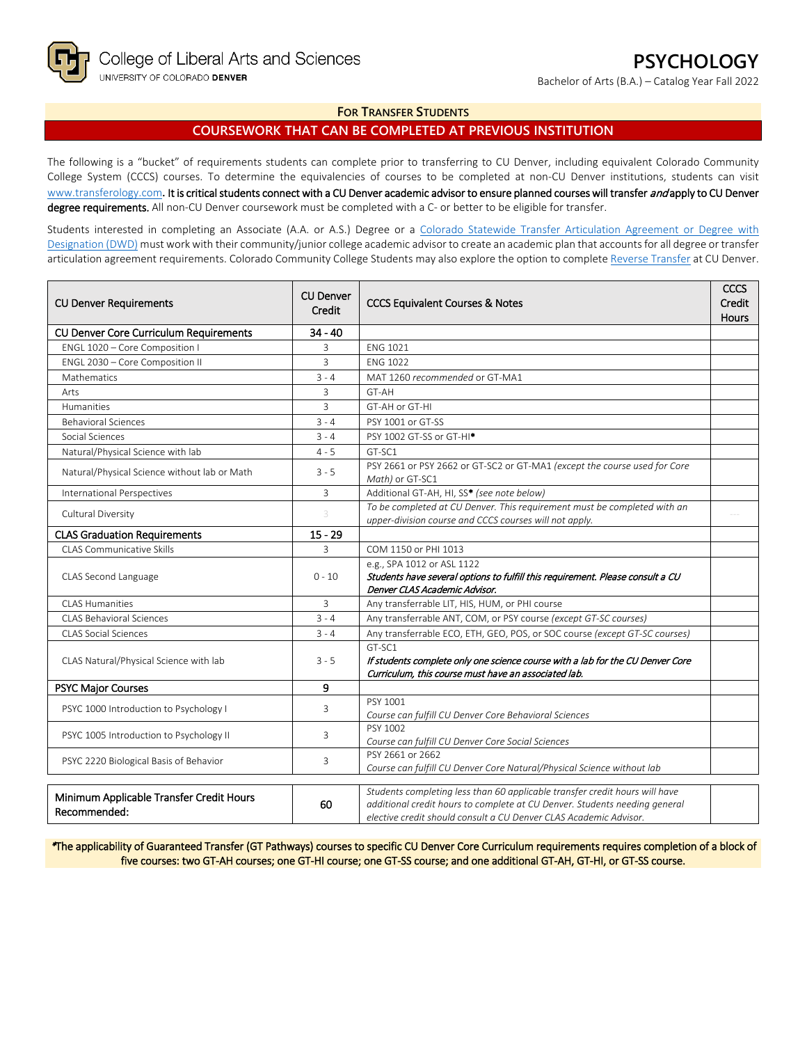College of Liberal Arts and Sciences
UNIVERSITY OF COLORADO DENVER

# PSYCHOLOGY

Bachelor of Arts (B.A.) – Catalog Year Fall 2022

## FOR TRANSFER STUDENTS

## COURSEWORK THAT CAN BE COMPLETED AT PREVIOUS INSTITUTION

The following is a "bucket" of requirements students can complete prior to transferring to CU Denver, including equivalent Colorado Community College System (CCCS) courses. To determine the equivalencies of courses to be completed at non-CU Denver institutions, students can visit www.transferology.com. **It is critical students connect with a CU Denver academic advisor to ensure planned courses will transfer *and* apply to CU Denver degree requirements.** All non-CU Denver coursework must be completed with a C- or better to be eligible for transfer.

Students interested in completing an Associate (A.A. or A.S.) Degree or a Colorado Statewide Transfer Articulation Agreement or Degree with Designation (DWD) must work with their community/junior college academic advisor to create an academic plan that accounts for all degree or transfer articulation agreement requirements. Colorado Community College Students may also explore the option to complete Reverse Transfer at CU Denver.

| CU Denver Requirements | CU Denver Credit | CCCS Equivalent Courses & Notes | CCCS Credit Hours |
|---|---|---|---|
| **CU Denver Core Curriculum Requirements** | **34 - 40** | | |
| ENGL 1020 – Core Composition I | 3 | ENG 1021 | |
| ENGL 2030 – Core Composition II | 3 | ENG 1022 | |
| Mathematics | 3 - 4 | MAT 1260 *recommended* or GT-MA1 | |
| Arts | 3 | GT-AH | |
| Humanities | 3 | GT-AH or GT-HI | |
| Behavioral Sciences | 3 - 4 | PSY 1001 or GT-SS | |
| Social Sciences | 3 - 4 | PSY 1002 GT-SS or GT-HI* | |
| Natural/Physical Science with lab | 4 - 5 | GT-SC1 | |
| Natural/Physical Science without lab or Math | 3 - 5 | PSY 2661 or PSY 2662 or GT-SC2 or GT-MA1 *(except the course used for Core Math)* or GT-SC1 | |
| International Perspectives | 3 | Additional GT-AH, HI, SS* *(see note below)* | |
| Cultural Diversity | 3 | *To be completed at CU Denver. This requirement must be completed with an upper-division course and CCCS courses will not apply.* | --- |
| **CLAS Graduation Requirements** | **15 - 29** | | |
| CLAS Communicative Skills | 3 | COM 1150 or PHI 1013 | |
| CLAS Second Language | 0 - 10 | e.g., SPA 1012 or ASL 1122<br>***Students have several options to fulfill this requirement. Please consult a CU Denver CLAS Academic Advisor.*** | |
| CLAS Humanities | 3 | Any transferrable LIT, HIS, HUM, or PHI course | |
| CLAS Behavioral Sciences | 3 - 4 | Any transferrable ANT, COM, or PSY course *(except GT-SC courses)* | |
| CLAS Social Sciences | 3 - 4 | Any transferrable ECO, ETH, GEO, POS, or SOC course *(except GT-SC courses)* | |
| CLAS Natural/Physical Science with lab | 3 - 5 | GT-SC1<br>***If students complete only one science course with a lab for the CU Denver Core Curriculum, this course must have an associated lab.*** | |
| **PSYC Major Courses** | **9** | | |
| PSYC 1000 Introduction to Psychology I | 3 | PSY 1001<br>*Course can fulfill CU Denver Core Behavioral Sciences* | |
| PSYC 1005 Introduction to Psychology II | 3 | PSY 1002<br>*Course can fulfill CU Denver Core Social Sciences* | |
| PSYC 2220 Biological Basis of Behavior | 3 | PSY 2661 or 2662<br>*Course can fulfill CU Denver Core Natural/Physical Science without lab* | |

| Minimum Applicable Transfer Credit Hours Recommended: | 60 | *Students completing less than 60 applicable transfer credit hours will have additional credit hours to complete at CU Denver. Students needing general elective credit should consult a CU Denver CLAS Academic Advisor.* | |
|---|---|---|---|

**\*The applicability of Guaranteed Transfer (GT Pathways) courses to specific CU Denver Core Curriculum requirements requires completion of a block of five courses: two GT-AH courses; one GT-HI course; one GT-SS course; and one additional GT-AH, GT-HI, or GT-SS course.**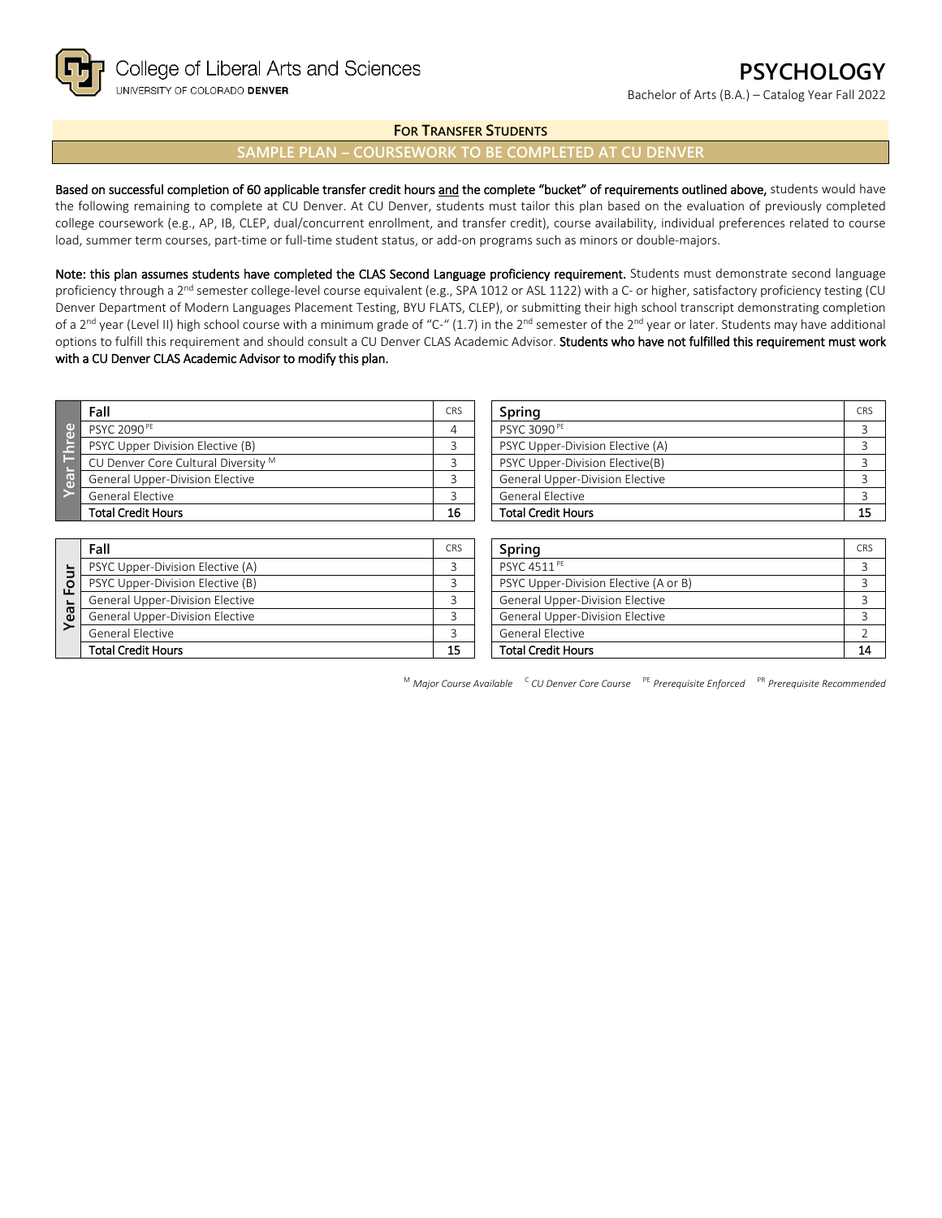# PSYCHOLOGY

Bachelor of Arts (B.A.) – Catalog Year Fall 2022

## FOR TRANSFER STUDENTS

### SAMPLE PLAN – COURSEWORK TO BE COMPLETED AT CU DENVER

**Based on successful completion of 60 applicable transfer credit hours <u>and</u> the complete "bucket" of requirements outlined above,** students would have the following remaining to complete at CU Denver. At CU Denver, students must tailor this plan based on the evaluation of previously completed college coursework (e.g., AP, IB, CLEP, dual/concurrent enrollment, and transfer credit), course availability, individual preferences related to course load, summer term courses, part-time or full-time student status, or add-on programs such as minors or double-majors.

**Note: this plan assumes students have completed the CLAS Second Language proficiency requirement.** Students must demonstrate second language proficiency through a 2nd semester college-level course equivalent (e.g., SPA 1012 or ASL 1122) with a C- or higher, satisfactory proficiency testing (CU Denver Department of Modern Languages Placement Testing, BYU FLATS, CLEP), or submitting their high school transcript demonstrating completion of a 2nd year (Level II) high school course with a minimum grade of "C-" (1.7) in the 2nd semester of the 2nd year or later. Students may have additional options to fulfill this requirement and should consult a CU Denver CLAS Academic Advisor. **Students who have not fulfilled this requirement must work with a CU Denver CLAS Academic Advisor to modify this plan.**

**Year Three**

| Fall | CRS |
|---|---|
| PSYC 2090 [PE] | 4 |
| PSYC Upper Division Elective (B) | 3 |
| CU Denver Core Cultural Diversity [M] | 3 |
| General Upper-Division Elective | 3 |
| General Elective | 3 |
| **Total Credit Hours** | **16** |

| Spring | CRS |
|---|---|
| PSYC 3090 [PE] | 3 |
| PSYC Upper-Division Elective (A) | 3 |
| PSYC Upper-Division Elective(B) | 3 |
| General Upper-Division Elective | 3 |
| General Elective | 3 |
| **Total Credit Hours** | **15** |

**Year Four**

| Fall | CRS |
|---|---|
| PSYC Upper-Division Elective (A) | 3 |
| PSYC Upper-Division Elective (B) | 3 |
| General Upper-Division Elective | 3 |
| General Upper-Division Elective | 3 |
| General Elective | 3 |
| **Total Credit Hours** | **15** |

| Spring | CRS |
|---|---|
| PSYC 4511 [PE] | 3 |
| PSYC Upper-Division Elective (A or B) | 3 |
| General Upper-Division Elective | 3 |
| General Upper-Division Elective | 3 |
| General Elective | 2 |
| **Total Credit Hours** | **14** |

[M] *Major Course Available* [C] *CU Denver Core Course* [PE] *Prerequisite Enforced* [PR] *Prerequisite Recommended*